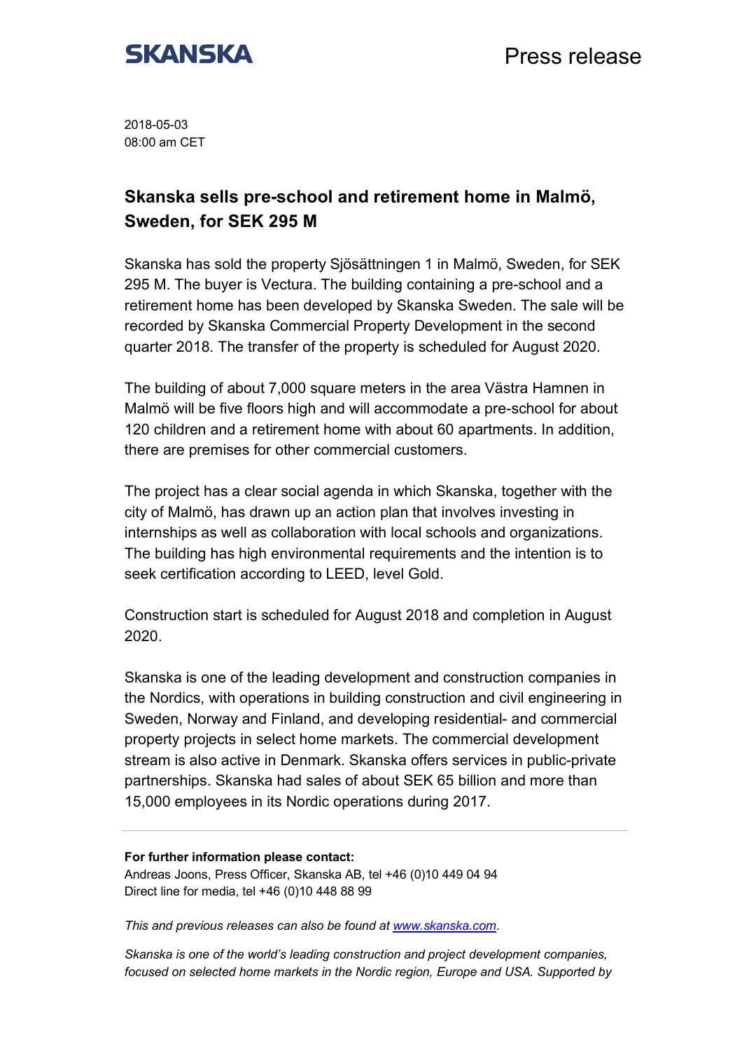**SKANSKA**

Press release

2018-05-03
08:00 am CET

# Skanska sells pre-school and retirement home in Malmö, Sweden, for SEK 295 M

Skanska has sold the property Sjösättningen 1 in Malmö, Sweden, for SEK 295 M. The buyer is Vectura. The building containing a pre-school and a retirement home has been developed by Skanska Sweden. The sale will be recorded by Skanska Commercial Property Development in the second quarter 2018. The transfer of the property is scheduled for August 2020.

The building of about 7,000 square meters in the area Västra Hamnen in Malmö will be five floors high and will accommodate a pre-school for about 120 children and a retirement home with about 60 apartments. In addition, there are premises for other commercial customers.

The project has a clear social agenda in which Skanska, together with the city of Malmö, has drawn up an action plan that involves investing in internships as well as collaboration with local schools and organizations. The building has high environmental requirements and the intention is to seek certification according to LEED, level Gold.

Construction start is scheduled for August 2018 and completion in August 2020.

Skanska is one of the leading development and construction companies in the Nordics, with operations in building construction and civil engineering in Sweden, Norway and Finland, and developing residential- and commercial property projects in select home markets. The commercial development stream is also active in Denmark. Skanska offers services in public-private partnerships. Skanska had sales of about SEK 65 billion and more than 15,000 employees in its Nordic operations during 2017.

---

**For further information please contact:**
Andreas Joons, Press Officer, Skanska AB, tel +46 (0)10 449 04 94
Direct line for media, tel +46 (0)10 448 88 99

*This and previous releases can also be found at [www.skanska.com](www.skanska.com).*

*Skanska is one of the world's leading construction and project development companies, focused on selected home markets in the Nordic region, Europe and USA. Supported by*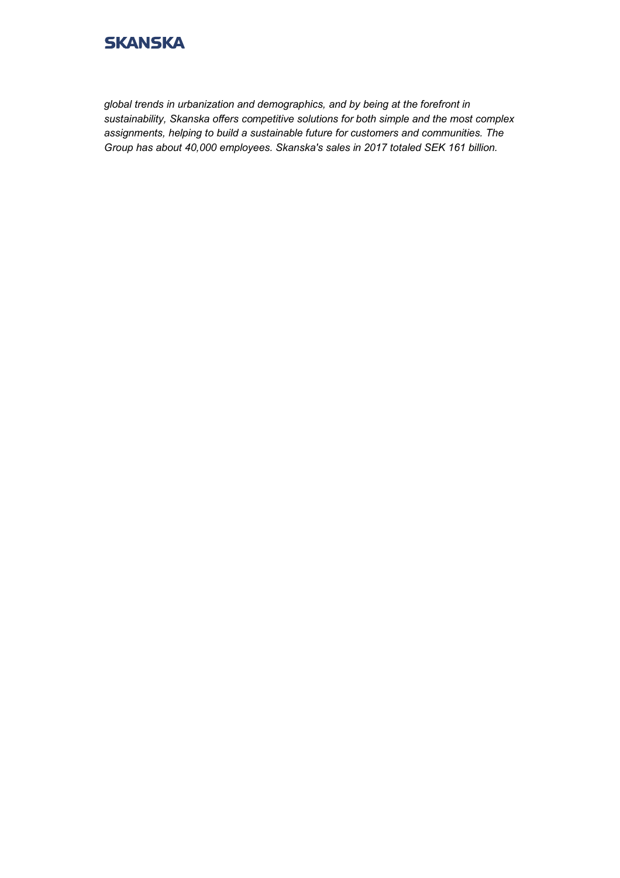*global trends in urbanization and demographics, and by being at the forefront in sustainability, Skanska offers competitive solutions for both simple and the most complex assignments, helping to build a sustainable future for customers and communities. The Group has about 40,000 employees. Skanska's sales in 2017 totaled SEK 161 billion.*